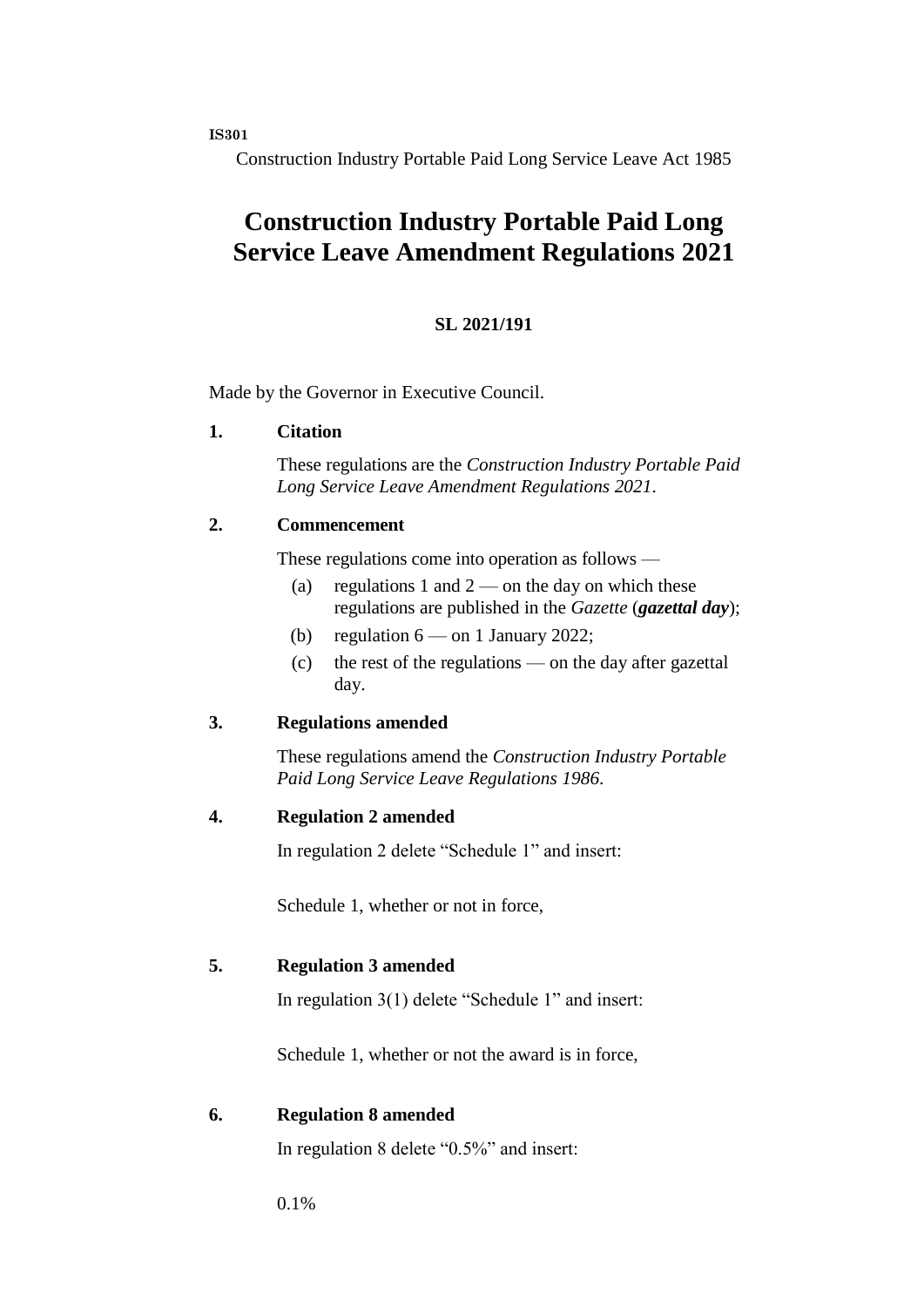**IS301**

Construction Industry Portable Paid Long Service Leave Act 1985

# Construction Industry Portable Paid Long Service Leave Amendment Regulations 2021

**SL 2021/191**

Made by the Governor in Executive Council.

**1. Citation**

These regulations are the *Construction Industry Portable Paid Long Service Leave Amendment Regulations 2021*.

**2. Commencement**

These regulations come into operation as follows —

(a) regulations 1 and 2 — on the day on which these regulations are published in the *Gazette* (***gazettal day***);

(b) regulation 6 — on 1 January 2022;

(c) the rest of the regulations — on the day after gazettal day.

**3. Regulations amended**

These regulations amend the *Construction Industry Portable Paid Long Service Leave Regulations 1986*.

**4. Regulation 2 amended**

In regulation 2 delete "Schedule 1" and insert:

Schedule 1, whether or not in force,

**5. Regulation 3 amended**

In regulation 3(1) delete "Schedule 1" and insert:

Schedule 1, whether or not the award is in force,

**6. Regulation 8 amended**

In regulation 8 delete "0.5%" and insert:

0.1%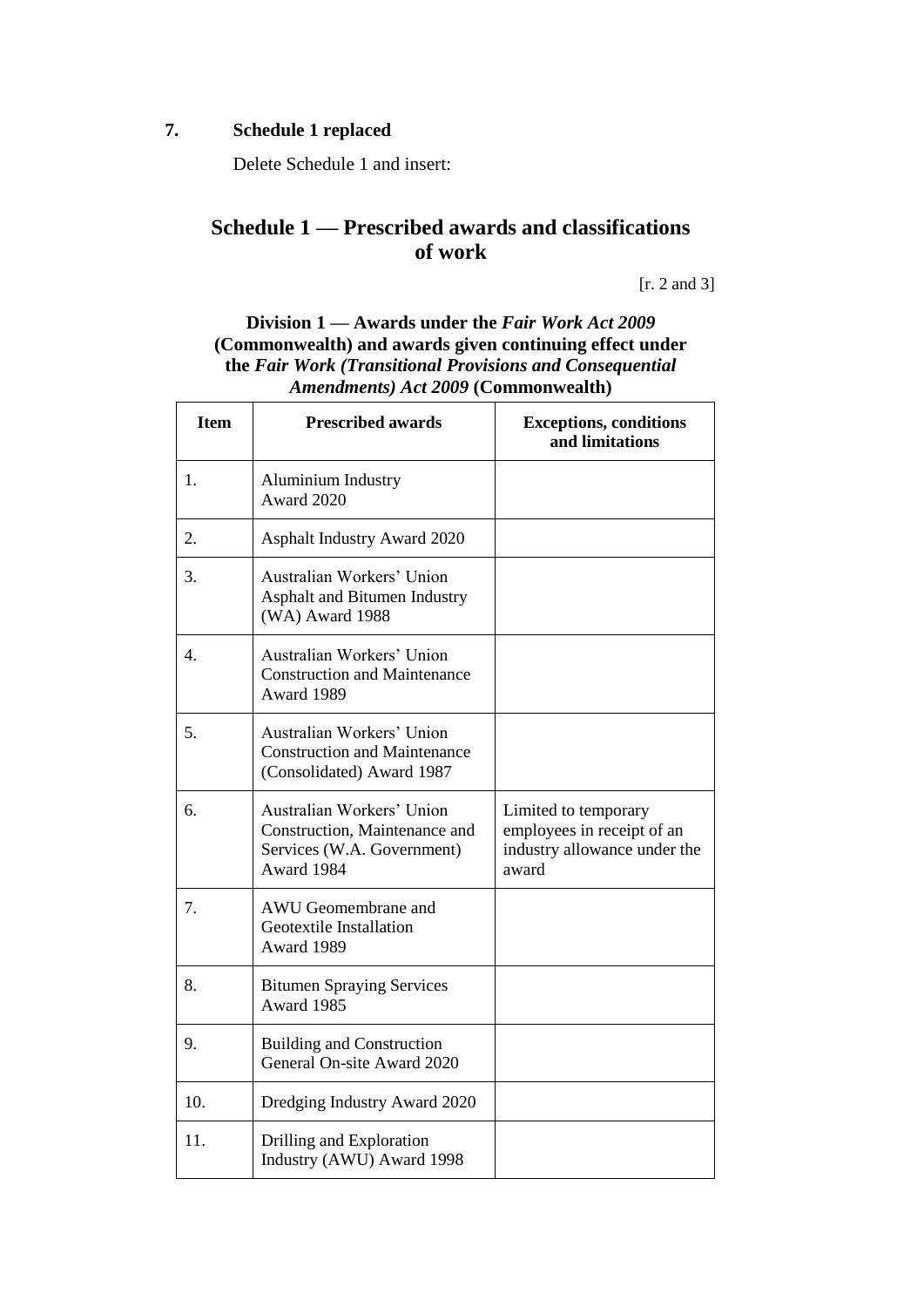**7. Schedule 1 replaced**

Delete Schedule 1 and insert:

## Schedule 1 — Prescribed awards and classifications of work

[r. 2 and 3]

### Division 1 — Awards under the *Fair Work Act 2009* (Commonwealth) and awards given continuing effect under the *Fair Work (Transitional Provisions and Consequential Amendments) Act 2009* (Commonwealth)

| Item | Prescribed awards | Exceptions, conditions and limitations |
|---|---|---|
| 1. | Aluminium Industry Award 2020 | |
| 2. | Asphalt Industry Award 2020 | |
| 3. | Australian Workers' Union Asphalt and Bitumen Industry (WA) Award 1988 | |
| 4. | Australian Workers' Union Construction and Maintenance Award 1989 | |
| 5. | Australian Workers' Union Construction and Maintenance (Consolidated) Award 1987 | |
| 6. | Australian Workers' Union Construction, Maintenance and Services (W.A. Government) Award 1984 | Limited to temporary employees in receipt of an industry allowance under the award |
| 7. | AWU Geomembrane and Geotextile Installation Award 1989 | |
| 8. | Bitumen Spraying Services Award 1985 | |
| 9. | Building and Construction General On-site Award 2020 | |
| 10. | Dredging Industry Award 2020 | |
| 11. | Drilling and Exploration Industry (AWU) Award 1998 | |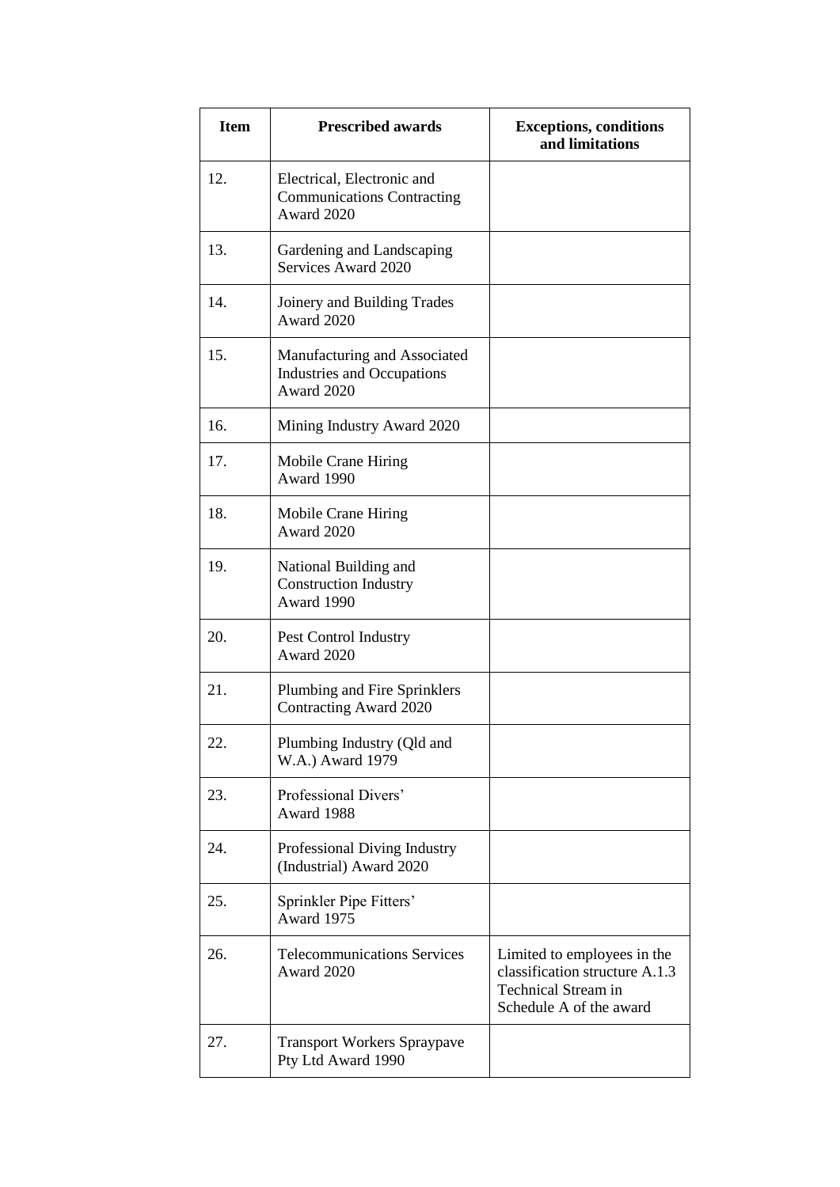| Item | Prescribed awards | Exceptions, conditions and limitations |
| --- | --- | --- |
| 12. | Electrical, Electronic and Communications Contracting Award 2020 | |
| 13. | Gardening and Landscaping Services Award 2020 | |
| 14. | Joinery and Building Trades Award 2020 | |
| 15. | Manufacturing and Associated Industries and Occupations Award 2020 | |
| 16. | Mining Industry Award 2020 | |
| 17. | Mobile Crane Hiring Award 1990 | |
| 18. | Mobile Crane Hiring Award 2020 | |
| 19. | National Building and Construction Industry Award 1990 | |
| 20. | Pest Control Industry Award 2020 | |
| 21. | Plumbing and Fire Sprinklers Contracting Award 2020 | |
| 22. | Plumbing Industry (Qld and W.A.) Award 1979 | |
| 23. | Professional Divers' Award 1988 | |
| 24. | Professional Diving Industry (Industrial) Award 2020 | |
| 25. | Sprinkler Pipe Fitters' Award 1975 | |
| 26. | Telecommunications Services Award 2020 | Limited to employees in the classification structure A.1.3 Technical Stream in Schedule A of the award |
| 27. | Transport Workers Spraypave Pty Ltd Award 1990 | |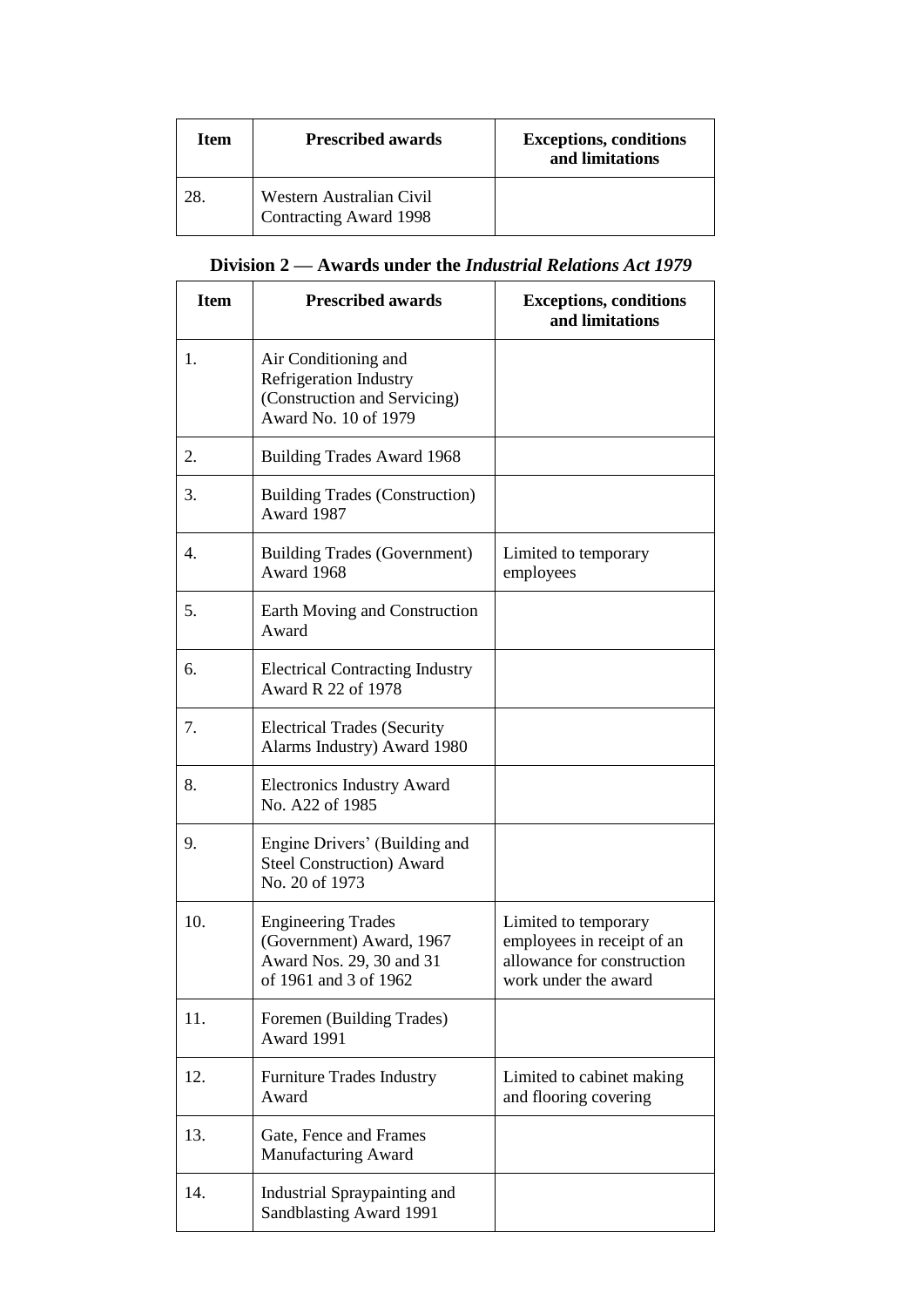| Item | Prescribed awards | Exceptions, conditions and limitations |
| --- | --- | --- |
| 28. | Western Australian Civil Contracting Award 1998 | |

**Division 2 — Awards under the *Industrial Relations Act 1979***

| Item | Prescribed awards | Exceptions, conditions and limitations |
| --- | --- | --- |
| 1. | Air Conditioning and Refrigeration Industry (Construction and Servicing) Award No. 10 of 1979 | |
| 2. | Building Trades Award 1968 | |
| 3. | Building Trades (Construction) Award 1987 | |
| 4. | Building Trades (Government) Award 1968 | Limited to temporary employees |
| 5. | Earth Moving and Construction Award | |
| 6. | Electrical Contracting Industry Award R 22 of 1978 | |
| 7. | Electrical Trades (Security Alarms Industry) Award 1980 | |
| 8. | Electronics Industry Award No. A22 of 1985 | |
| 9. | Engine Drivers' (Building and Steel Construction) Award No. 20 of 1973 | |
| 10. | Engineering Trades (Government) Award, 1967 Award Nos. 29, 30 and 31 of 1961 and 3 of 1962 | Limited to temporary employees in receipt of an allowance for construction work under the award |
| 11. | Foremen (Building Trades) Award 1991 | |
| 12. | Furniture Trades Industry Award | Limited to cabinet making and flooring covering |
| 13. | Gate, Fence and Frames Manufacturing Award | |
| 14. | Industrial Spraypainting and Sandblasting Award 1991 | |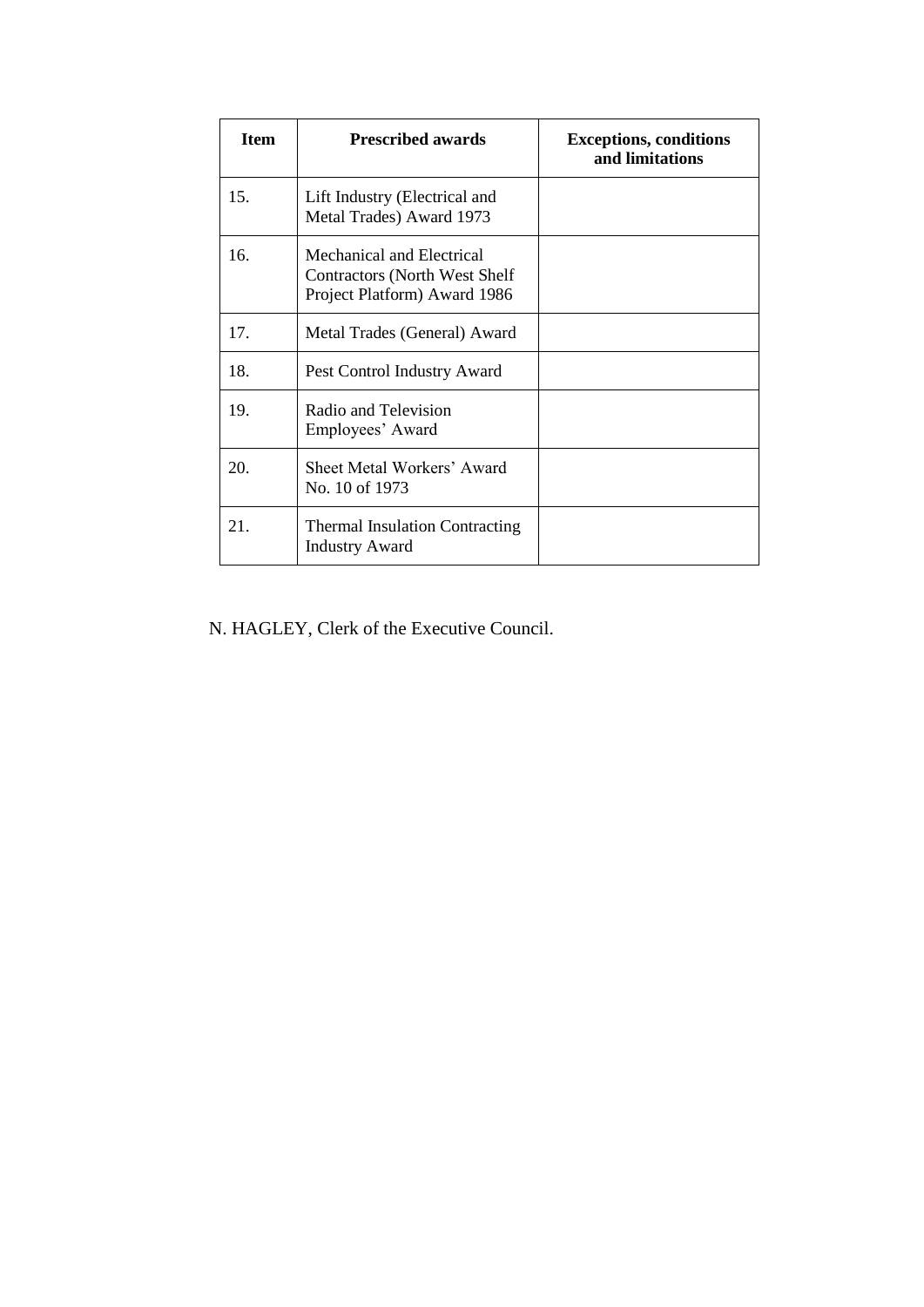| Item | Prescribed awards | Exceptions, conditions and limitations |
| --- | --- | --- |
| 15. | Lift Industry (Electrical and Metal Trades) Award 1973 | |
| 16. | Mechanical and Electrical Contractors (North West Shelf Project Platform) Award 1986 | |
| 17. | Metal Trades (General) Award | |
| 18. | Pest Control Industry Award | |
| 19. | Radio and Television Employees' Award | |
| 20. | Sheet Metal Workers' Award No. 10 of 1973 | |
| 21. | Thermal Insulation Contracting Industry Award | |

N. HAGLEY, Clerk of the Executive Council.